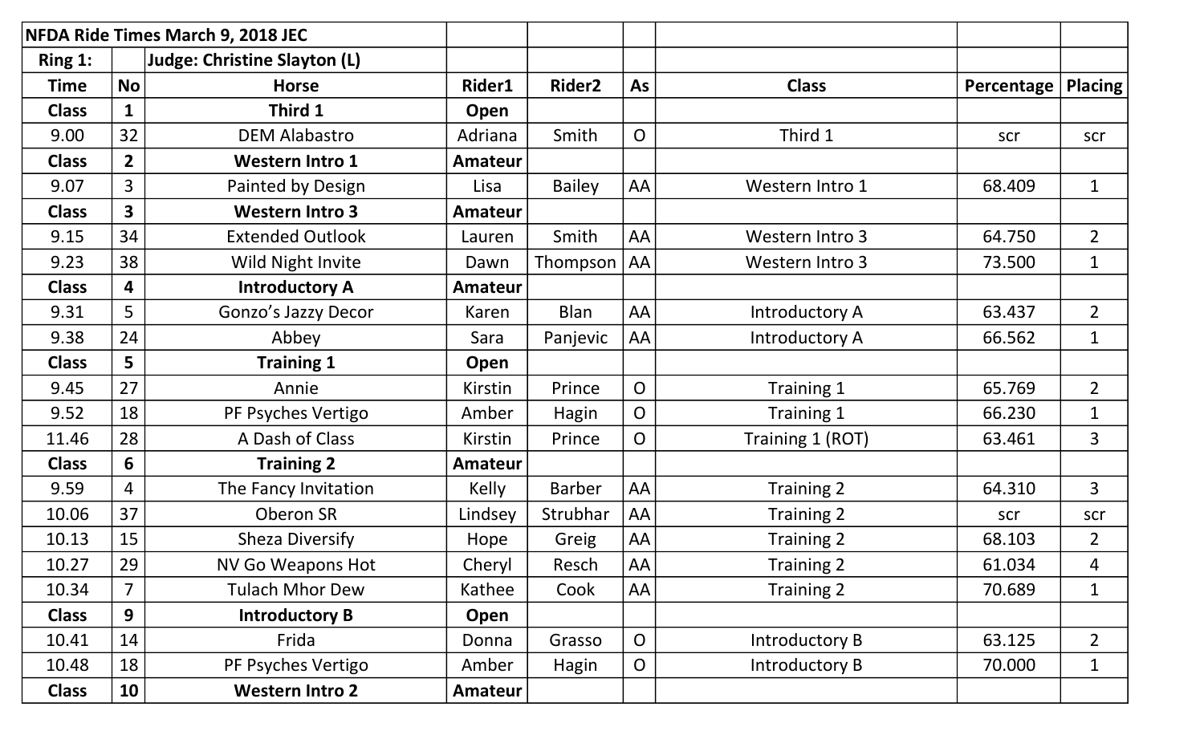| NFDA Ride Times March 9, 2018 JEC | | | | | | | | |
|---|---|---|---|---|---|---|---|---|
| Ring 1: | | Judge: Christine Slayton (L) | | | | | | |
| **Time** | **No** | **Horse** | **Rider1** | **Rider2** | **As** | **Class** | **Percentage** | **Placing** |
| **Class** | **1** | **Third 1** | **Open** | | | | | |
| 9.00 | 32 | DEM Alabastro | Adriana | Smith | O | Third 1 | scr | scr |
| **Class** | **2** | **Western Intro 1** | **Amateur** | | | | | |
| 9.07 | 3 | Painted by Design | Lisa | Bailey | AA | Western Intro 1 | 68.409 | 1 |
| **Class** | **3** | **Western Intro 3** | **Amateur** | | | | | |
| 9.15 | 34 | Extended Outlook | Lauren | Smith | AA | Western Intro 3 | 64.750 | 2 |
| 9.23 | 38 | Wild Night Invite | Dawn | Thompson | AA | Western Intro 3 | 73.500 | 1 |
| **Class** | **4** | **Introductory A** | **Amateur** | | | | | |
| 9.31 | 5 | Gonzo's Jazzy Decor | Karen | Blan | AA | Introductory A | 63.437 | 2 |
| 9.38 | 24 | Abbey | Sara | Panjevic | AA | Introductory A | 66.562 | 1 |
| **Class** | **5** | **Training 1** | **Open** | | | | | |
| 9.45 | 27 | Annie | Kirstin | Prince | O | Training 1 | 65.769 | 2 |
| 9.52 | 18 | PF Psyches Vertigo | Amber | Hagin | O | Training 1 | 66.230 | 1 |
| 11.46 | 28 | A Dash of Class | Kirstin | Prince | O | Training 1 (ROT) | 63.461 | 3 |
| **Class** | **6** | **Training 2** | **Amateur** | | | | | |
| 9.59 | 4 | The Fancy Invitation | Kelly | Barber | AA | Training 2 | 64.310 | 3 |
| 10.06 | 37 | Oberon SR | Lindsey | Strubhar | AA | Training 2 | scr | scr |
| 10.13 | 15 | Sheza Diversify | Hope | Greig | AA | Training 2 | 68.103 | 2 |
| 10.27 | 29 | NV Go Weapons Hot | Cheryl | Resch | AA | Training 2 | 61.034 | 4 |
| 10.34 | 7 | Tulach Mhor Dew | Kathee | Cook | AA | Training 2 | 70.689 | 1 |
| **Class** | **9** | **Introductory B** | **Open** | | | | | |
| 10.41 | 14 | Frida | Donna | Grasso | O | Introductory B | 63.125 | 2 |
| 10.48 | 18 | PF Psyches Vertigo | Amber | Hagin | O | Introductory B | 70.000 | 1 |
| **Class** | **10** | **Western Intro 2** | **Amateur** | | | | | |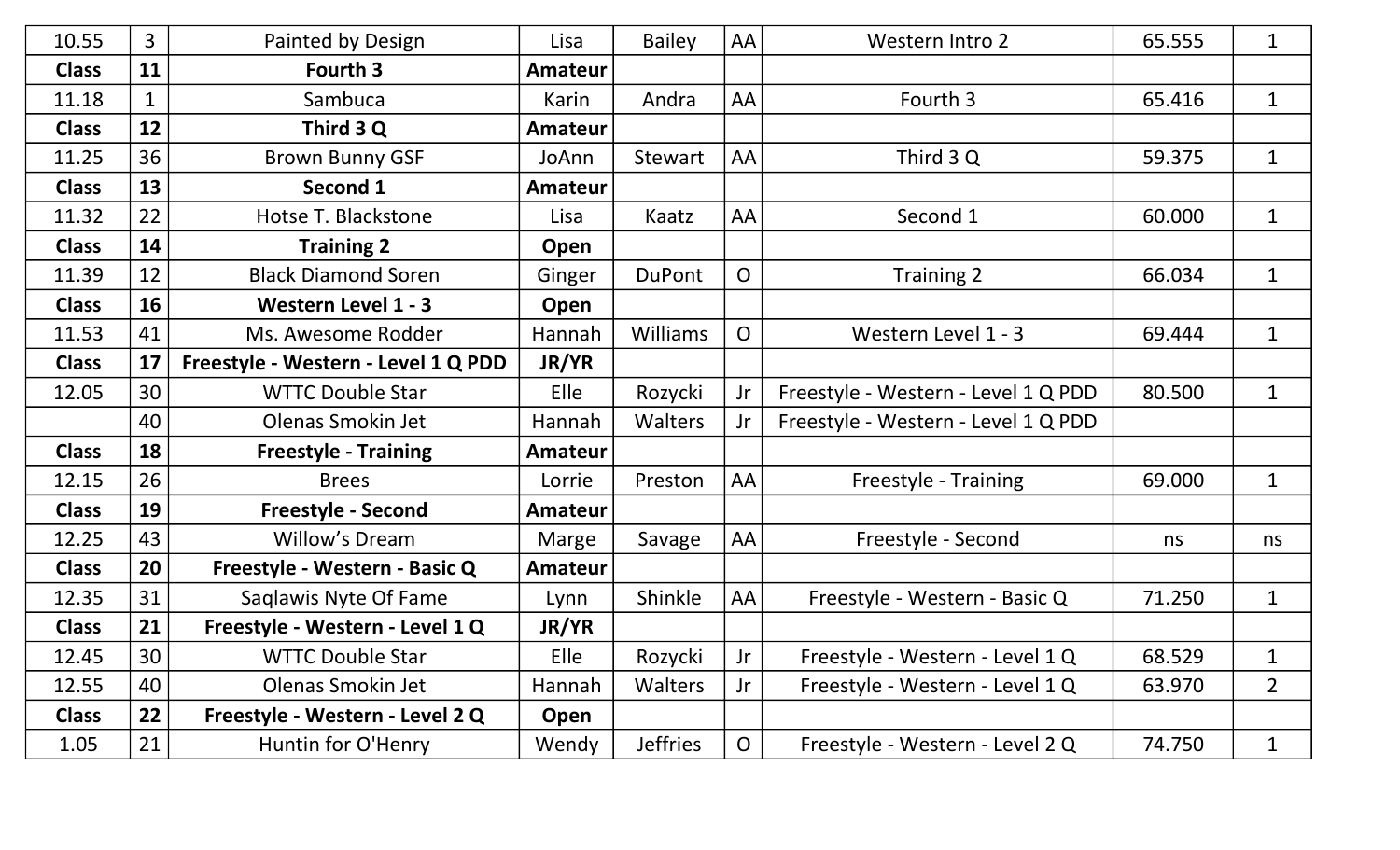| | | | | | | | | |
|---|---|---|---|---|---|---|---|---|
| 10.55 | 3 | Painted by Design | Lisa | Bailey | AA | Western Intro 2 | 65.555 | 1 |
| **Class** | **11** | **Fourth 3** | **Amateur** | | | | | |
| 11.18 | 1 | Sambuca | Karin | Andra | AA | Fourth 3 | 65.416 | 1 |
| **Class** | **12** | **Third 3 Q** | **Amateur** | | | | | |
| 11.25 | 36 | Brown Bunny GSF | JoAnn | Stewart | AA | Third 3 Q | 59.375 | 1 |
| **Class** | **13** | **Second 1** | **Amateur** | | | | | |
| 11.32 | 22 | Hotse T. Blackstone | Lisa | Kaatz | AA | Second 1 | 60.000 | 1 |
| **Class** | **14** | **Training 2** | **Open** | | | | | |
| 11.39 | 12 | Black Diamond Soren | Ginger | DuPont | O | Training 2 | 66.034 | 1 |
| **Class** | **16** | **Western Level 1 - 3** | **Open** | | | | | |
| 11.53 | 41 | Ms. Awesome Rodder | Hannah | Williams | O | Western Level 1 - 3 | 69.444 | 1 |
| **Class** | **17** | **Freestyle - Western - Level 1 Q PDD** | **JR/YR** | | | | | |
| 12.05 | 30 | WTTC Double Star | Elle | Rozycki | Jr | Freestyle - Western - Level 1 Q PDD | 80.500 | 1 |
| | 40 | Olenas Smokin Jet | Hannah | Walters | Jr | Freestyle - Western - Level 1 Q PDD | | |
| **Class** | **18** | **Freestyle - Training** | **Amateur** | | | | | |
| 12.15 | 26 | Brees | Lorrie | Preston | AA | Freestyle - Training | 69.000 | 1 |
| **Class** | **19** | **Freestyle - Second** | **Amateur** | | | | | |
| 12.25 | 43 | Willow's Dream | Marge | Savage | AA | Freestyle - Second | ns | ns |
| **Class** | **20** | **Freestyle - Western - Basic Q** | **Amateur** | | | | | |
| 12.35 | 31 | Saqlawis Nyte Of Fame | Lynn | Shinkle | AA | Freestyle - Western - Basic Q | 71.250 | 1 |
| **Class** | **21** | **Freestyle - Western - Level 1 Q** | **JR/YR** | | | | | |
| 12.45 | 30 | WTTC Double Star | Elle | Rozycki | Jr | Freestyle - Western - Level 1 Q | 68.529 | 1 |
| 12.55 | 40 | Olenas Smokin Jet | Hannah | Walters | Jr | Freestyle - Western - Level 1 Q | 63.970 | 2 |
| **Class** | **22** | **Freestyle - Western - Level 2 Q** | **Open** | | | | | |
| 1.05 | 21 | Huntin for O'Henry | Wendy | Jeffries | O | Freestyle - Western - Level 2 Q | 74.750 | 1 |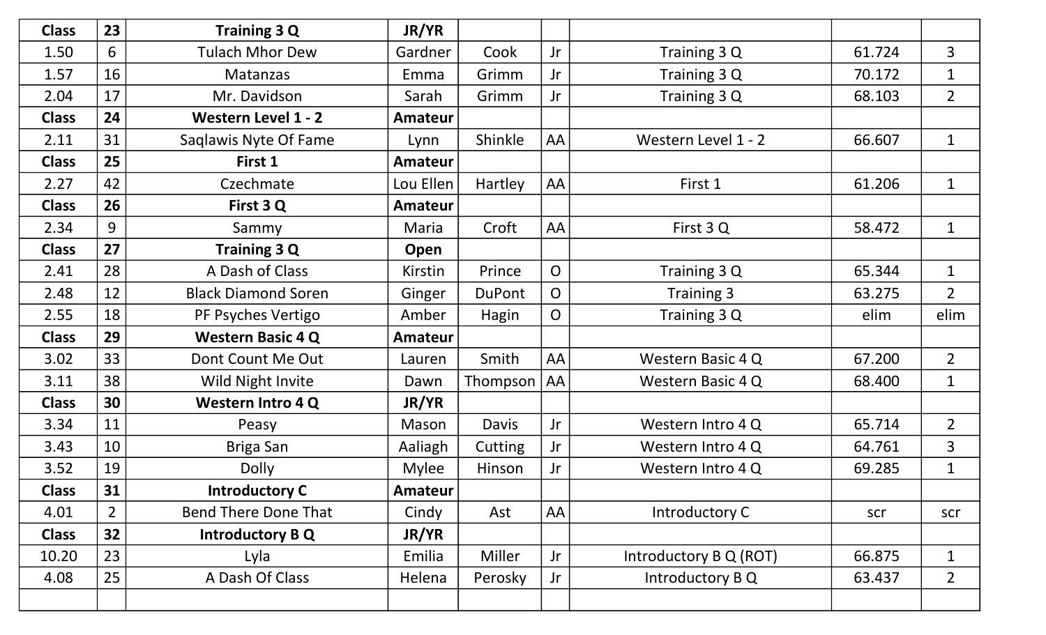| Class | 23 | Training 3 Q | JR/YR | | | | | |
|---|---|---|---|---|---|---|---|---|
| 1.50 | 6 | Tulach Mhor Dew | Gardner | Cook | Jr | Training 3 Q | 61.724 | 3 |
| 1.57 | 16 | Matanzas | Emma | Grimm | Jr | Training 3 Q | 70.172 | 1 |
| 2.04 | 17 | Mr. Davidson | Sarah | Grimm | Jr | Training 3 Q | 68.103 | 2 |
| **Class** | **24** | **Western Level 1 - 2** | **Amateur** | | | | | |
| 2.11 | 31 | Saqlawis Nyte Of Fame | Lynn | Shinkle | AA | Western Level 1 - 2 | 66.607 | 1 |
| **Class** | **25** | **First 1** | **Amateur** | | | | | |
| 2.27 | 42 | Czechmate | Lou Ellen | Hartley | AA | First 1 | 61.206 | 1 |
| **Class** | **26** | **First 3 Q** | **Amateur** | | | | | |
| 2.34 | 9 | Sammy | Maria | Croft | AA | First 3 Q | 58.472 | 1 |
| **Class** | **27** | **Training 3 Q** | **Open** | | | | | |
| 2.41 | 28 | A Dash of Class | Kirstin | Prince | O | Training 3 Q | 65.344 | 1 |
| 2.48 | 12 | Black Diamond Soren | Ginger | DuPont | O | Training 3 | 63.275 | 2 |
| 2.55 | 18 | PF Psyches Vertigo | Amber | Hagin | O | Training 3 Q | elim | elim |
| **Class** | **29** | **Western Basic 4 Q** | **Amateur** | | | | | |
| 3.02 | 33 | Dont Count Me Out | Lauren | Smith | AA | Western Basic 4 Q | 67.200 | 2 |
| 3.11 | 38 | Wild Night Invite | Dawn | Thompson | AA | Western Basic 4 Q | 68.400 | 1 |
| **Class** | **30** | **Western Intro 4 Q** | **JR/YR** | | | | | |
| 3.34 | 11 | Peasy | Mason | Davis | Jr | Western Intro 4 Q | 65.714 | 2 |
| 3.43 | 10 | Briga San | Aaliagh | Cutting | Jr | Western Intro 4 Q | 64.761 | 3 |
| 3.52 | 19 | Dolly | Mylee | Hinson | Jr | Western Intro 4 Q | 69.285 | 1 |
| **Class** | **31** | **Introductory C** | **Amateur** | | | | | |
| 4.01 | 2 | Bend There Done That | Cindy | Ast | AA | Introductory C | scr | scr |
| **Class** | **32** | **Introductory B Q** | **JR/YR** | | | | | |
| 10.20 | 23 | Lyla | Emilia | Miller | Jr | Introductory B Q (ROT) | 66.875 | 1 |
| 4.08 | 25 | A Dash Of Class | Helena | Perosky | Jr | Introductory B Q | 63.437 | 2 |
| | | | | | | | | |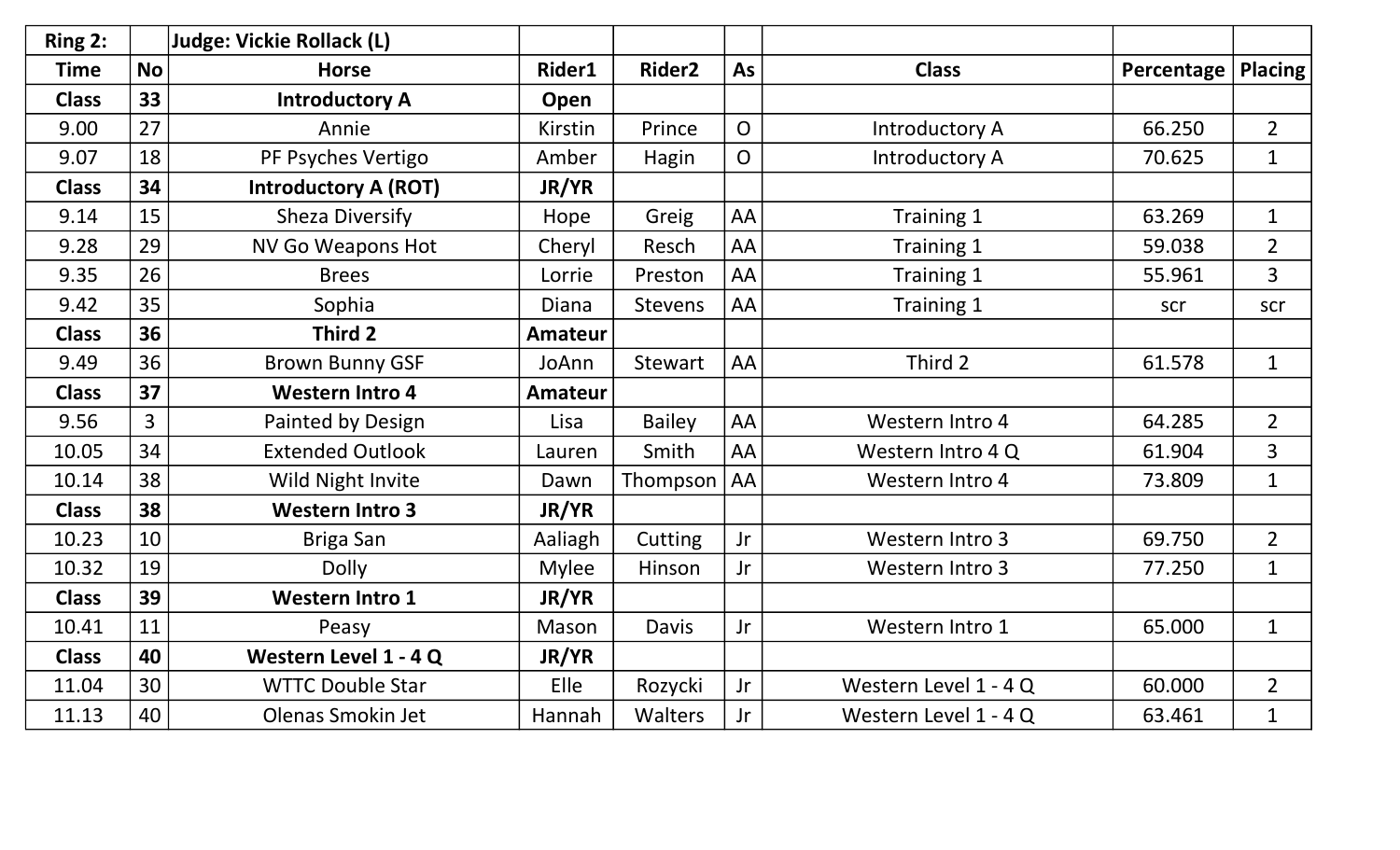| Ring 2: | | Judge: Vickie Rollack (L) | | | | | | |
|---|---|---|---|---|---|---|---|---|
| **Time** | **No** | **Horse** | **Rider1** | **Rider2** | **As** | **Class** | **Percentage** | **Placing** |
| **Class** | **33** | **Introductory A** | **Open** | | | | | |
| 9.00 | 27 | Annie | Kirstin | Prince | O | Introductory A | 66.250 | 2 |
| 9.07 | 18 | PF Psyches Vertigo | Amber | Hagin | O | Introductory A | 70.625 | 1 |
| **Class** | **34** | **Introductory A (ROT)** | **JR/YR** | | | | | |
| 9.14 | 15 | Sheza Diversify | Hope | Greig | AA | Training 1 | 63.269 | 1 |
| 9.28 | 29 | NV Go Weapons Hot | Cheryl | Resch | AA | Training 1 | 59.038 | 2 |
| 9.35 | 26 | Brees | Lorrie | Preston | AA | Training 1 | 55.961 | 3 |
| 9.42 | 35 | Sophia | Diana | Stevens | AA | Training 1 | scr | scr |
| **Class** | **36** | **Third 2** | **Amateur** | | | | | |
| 9.49 | 36 | Brown Bunny GSF | JoAnn | Stewart | AA | Third 2 | 61.578 | 1 |
| **Class** | **37** | **Western Intro 4** | **Amateur** | | | | | |
| 9.56 | 3 | Painted by Design | Lisa | Bailey | AA | Western Intro 4 | 64.285 | 2 |
| 10.05 | 34 | Extended Outlook | Lauren | Smith | AA | Western Intro 4 Q | 61.904 | 3 |
| 10.14 | 38 | Wild Night Invite | Dawn | Thompson | AA | Western Intro 4 | 73.809 | 1 |
| **Class** | **38** | **Western Intro 3** | **JR/YR** | | | | | |
| 10.23 | 10 | Briga San | Aaliagh | Cutting | Jr | Western Intro 3 | 69.750 | 2 |
| 10.32 | 19 | Dolly | Mylee | Hinson | Jr | Western Intro 3 | 77.250 | 1 |
| **Class** | **39** | **Western Intro 1** | **JR/YR** | | | | | |
| 10.41 | 11 | Peasy | Mason | Davis | Jr | Western Intro 1 | 65.000 | 1 |
| **Class** | **40** | **Western Level 1 - 4 Q** | **JR/YR** | | | | | |
| 11.04 | 30 | WTTC Double Star | Elle | Rozycki | Jr | Western Level 1 - 4 Q | 60.000 | 2 |
| 11.13 | 40 | Olenas Smokin Jet | Hannah | Walters | Jr | Western Level 1 - 4 Q | 63.461 | 1 |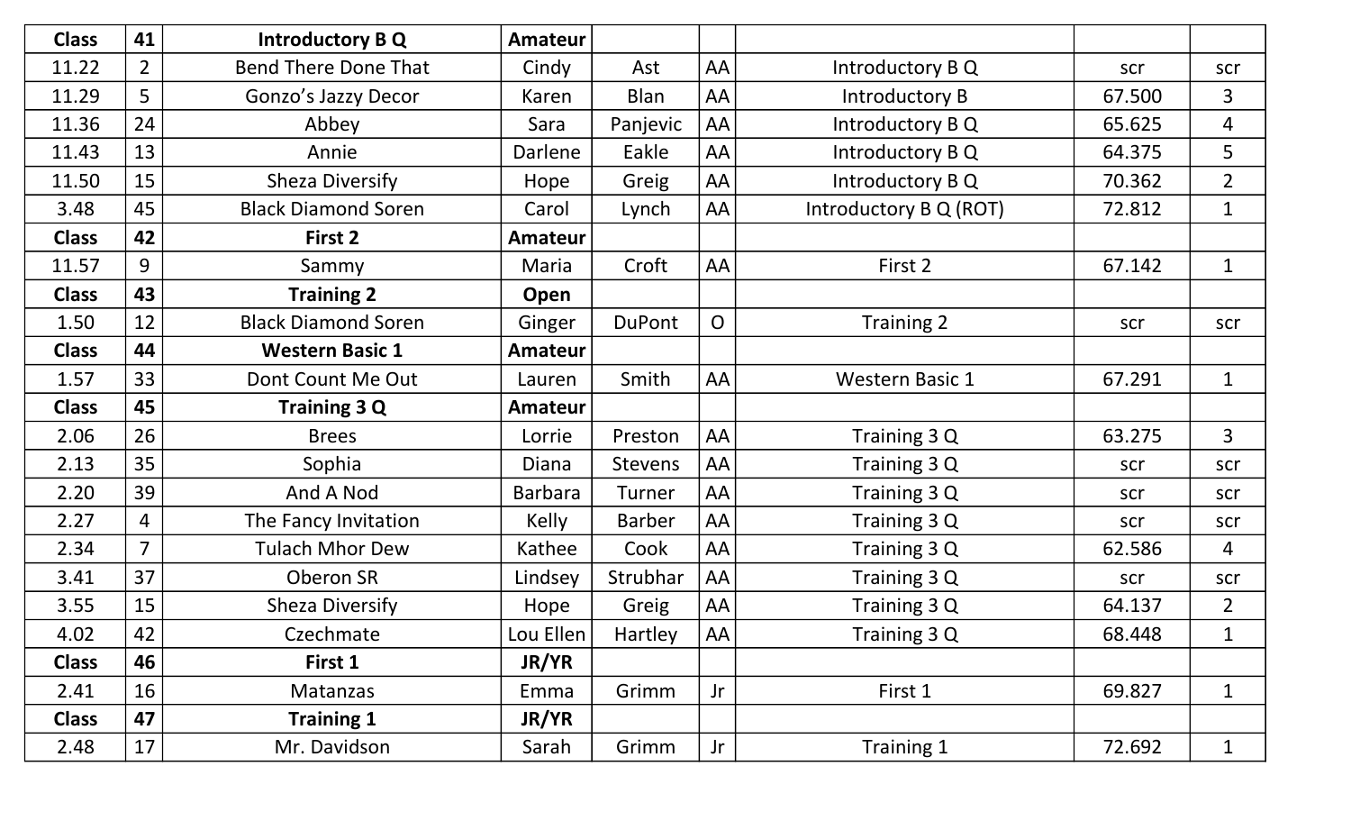| Class | 41 | Introductory B Q | Amateur | | | | | |
|---|---|---|---|---|---|---|---|---|
| 11.22 | 2 | Bend There Done That | Cindy | Ast | AA | Introductory B Q | scr | scr |
| 11.29 | 5 | Gonzo’s Jazzy Decor | Karen | Blan | AA | Introductory B | 67.500 | 3 |
| 11.36 | 24 | Abbey | Sara | Panjevic | AA | Introductory B Q | 65.625 | 4 |
| 11.43 | 13 | Annie | Darlene | Eakle | AA | Introductory B Q | 64.375 | 5 |
| 11.50 | 15 | Sheza Diversify | Hope | Greig | AA | Introductory B Q | 70.362 | 2 |
| 3.48 | 45 | Black Diamond Soren | Carol | Lynch | AA | Introductory B Q (ROT) | 72.812 | 1 |
| **Class** | **42** | **First 2** | **Amateur** | | | | | |
| 11.57 | 9 | Sammy | Maria | Croft | AA | First 2 | 67.142 | 1 |
| **Class** | **43** | **Training 2** | **Open** | | | | | |
| 1.50 | 12 | Black Diamond Soren | Ginger | DuPont | O | Training 2 | scr | scr |
| **Class** | **44** | **Western Basic 1** | **Amateur** | | | | | |
| 1.57 | 33 | Dont Count Me Out | Lauren | Smith | AA | Western Basic 1 | 67.291 | 1 |
| **Class** | **45** | **Training 3 Q** | **Amateur** | | | | | |
| 2.06 | 26 | Brees | Lorrie | Preston | AA | Training 3 Q | 63.275 | 3 |
| 2.13 | 35 | Sophia | Diana | Stevens | AA | Training 3 Q | scr | scr |
| 2.20 | 39 | And A Nod | Barbara | Turner | AA | Training 3 Q | scr | scr |
| 2.27 | 4 | The Fancy Invitation | Kelly | Barber | AA | Training 3 Q | scr | scr |
| 2.34 | 7 | Tulach Mhor Dew | Kathee | Cook | AA | Training 3 Q | 62.586 | 4 |
| 3.41 | 37 | Oberon SR | Lindsey | Strubhar | AA | Training 3 Q | scr | scr |
| 3.55 | 15 | Sheza Diversify | Hope | Greig | AA | Training 3 Q | 64.137 | 2 |
| 4.02 | 42 | Czechmate | Lou Ellen | Hartley | AA | Training 3 Q | 68.448 | 1 |
| **Class** | **46** | **First 1** | **JR/YR** | | | | | |
| 2.41 | 16 | Matanzas | Emma | Grimm | Jr | First 1 | 69.827 | 1 |
| **Class** | **47** | **Training 1** | **JR/YR** | | | | | |
| 2.48 | 17 | Mr. Davidson | Sarah | Grimm | Jr | Training 1 | 72.692 | 1 |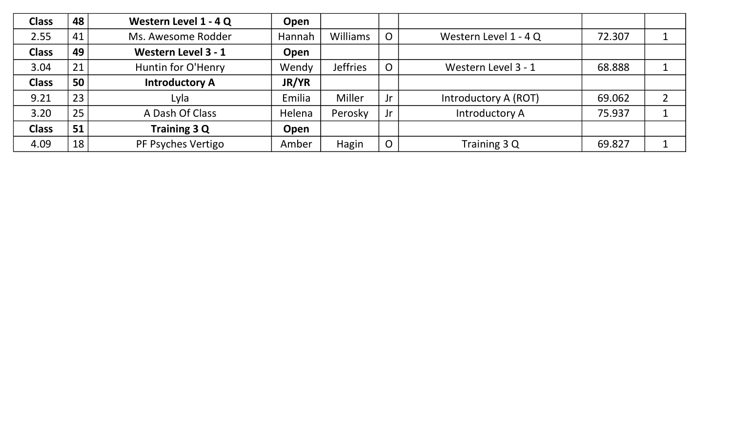| Class | 48 | Western Level 1 - 4 Q | Open | | | | | |
|---|---|---|---|---|---|---|---|---|
| 2.55 | 41 | Ms. Awesome Rodder | Hannah | Williams | O | Western Level 1 - 4 Q | 72.307 | 1 |
| **Class** | **49** | **Western Level 3 - 1** | **Open** | | | | | |
| 3.04 | 21 | Huntin for O'Henry | Wendy | Jeffries | O | Western Level 3 - 1 | 68.888 | 1 |
| **Class** | **50** | **Introductory A** | **JR/YR** | | | | | |
| 9.21 | 23 | Lyla | Emilia | Miller | Jr | Introductory A (ROT) | 69.062 | 2 |
| 3.20 | 25 | A Dash Of Class | Helena | Perosky | Jr | Introductory A | 75.937 | 1 |
| **Class** | **51** | **Training 3 Q** | **Open** | | | | | |
| 4.09 | 18 | PF Psyches Vertigo | Amber | Hagin | O | Training 3 Q | 69.827 | 1 |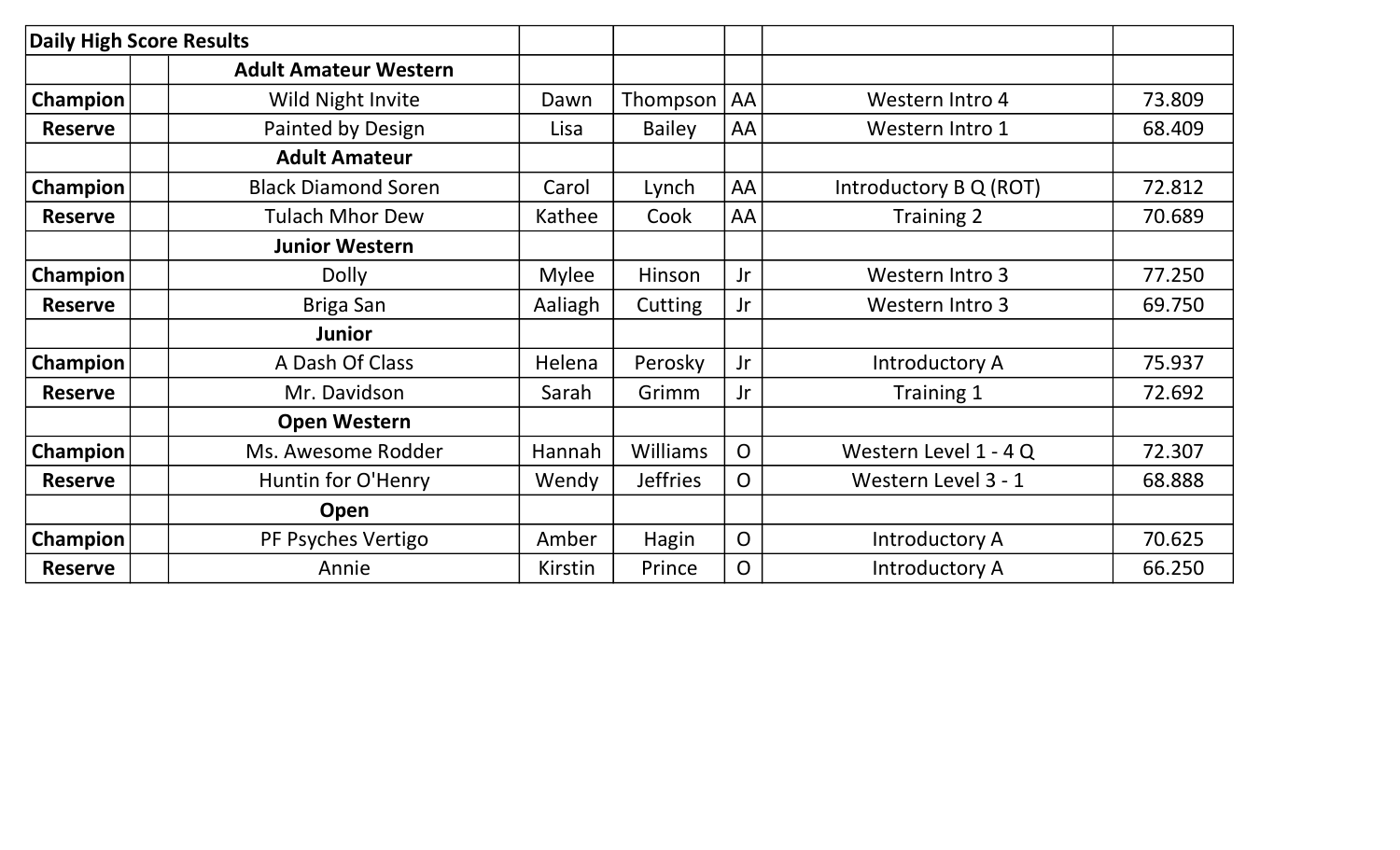| Daily High Score Results | | | | | | | |
|---|---|---|---|---|---|---|---|
| | | **Adult Amateur Western** | | | | | |
| **Champion** | | Wild Night Invite | Dawn | Thompson | AA | Western Intro 4 | 73.809 |
| **Reserve** | | Painted by Design | Lisa | Bailey | AA | Western Intro 1 | 68.409 |
| | | **Adult Amateur** | | | | | |
| **Champion** | | Black Diamond Soren | Carol | Lynch | AA | Introductory B Q (ROT) | 72.812 |
| **Reserve** | | Tulach Mhor Dew | Kathee | Cook | AA | Training 2 | 70.689 |
| | | **Junior Western** | | | | | |
| **Champion** | | Dolly | Mylee | Hinson | Jr | Western Intro 3 | 77.250 |
| **Reserve** | | Briga San | Aaliagh | Cutting | Jr | Western Intro 3 | 69.750 |
| | | **Junior** | | | | | |
| **Champion** | | A Dash Of Class | Helena | Perosky | Jr | Introductory A | 75.937 |
| **Reserve** | | Mr. Davidson | Sarah | Grimm | Jr | Training 1 | 72.692 |
| | | **Open Western** | | | | | |
| **Champion** | | Ms. Awesome Rodder | Hannah | Williams | O | Western Level 1 - 4 Q | 72.307 |
| **Reserve** | | Huntin for O'Henry | Wendy | Jeffries | O | Western Level 3 - 1 | 68.888 |
| | | **Open** | | | | | |
| **Champion** | | PF Psyches Vertigo | Amber | Hagin | O | Introductory A | 70.625 |
| **Reserve** | | Annie | Kirstin | Prince | O | Introductory A | 66.250 |